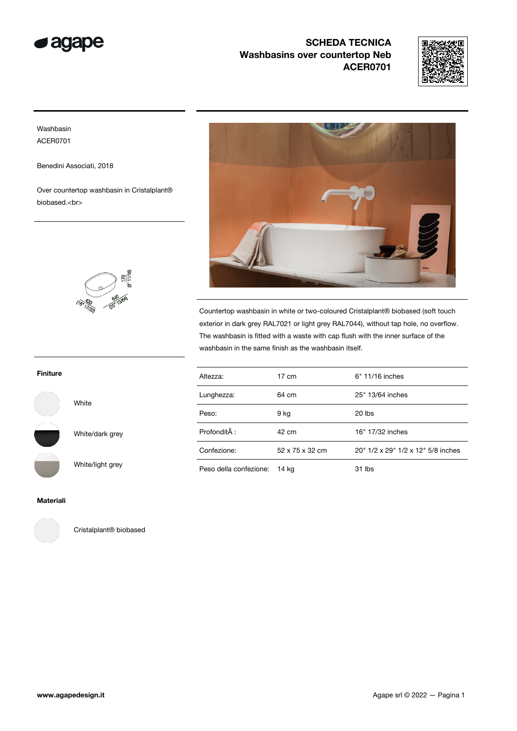# SCHEDA TECNICA
## Washbasins over countertop Neb
## ACER0701

Washbasin
ACER0701

Benedini Associati, 2018

Over countertop washbasin in Cristalplant® biobased.<br>

Countertop washbasin in white or two-coloured Cristalplant® biobased (soft touch exterior in dark grey RAL7021 or light grey RAL7044), without tap hole, no overflow. The washbasin is fitted with a waste with cap flush with the inner surface of the washbasin in the same finish as the washbasin itself.

| | | |
|---|---|---|
| Altezza: | 17 cm | 6" 11/16 inches |
| Lunghezza: | 64 cm | 25" 13/64 inches |
| Peso: | 9 kg | 20 lbs |
| ProfonditÃ : | 42 cm | 16" 17/32 inches |
| Confezione: | 52 x 75 x 32 cm | 20" 1/2 x 29" 1/2 x 12" 5/8 inches |
| Peso della confezione: | 14 kg | 31 lbs |

**Finiture**

- White
- White/dark grey
- White/light grey

**Materiali**

- Cristalplant® biobased

www.agapedesign.it

Agape srl © 2022 — Pagina 1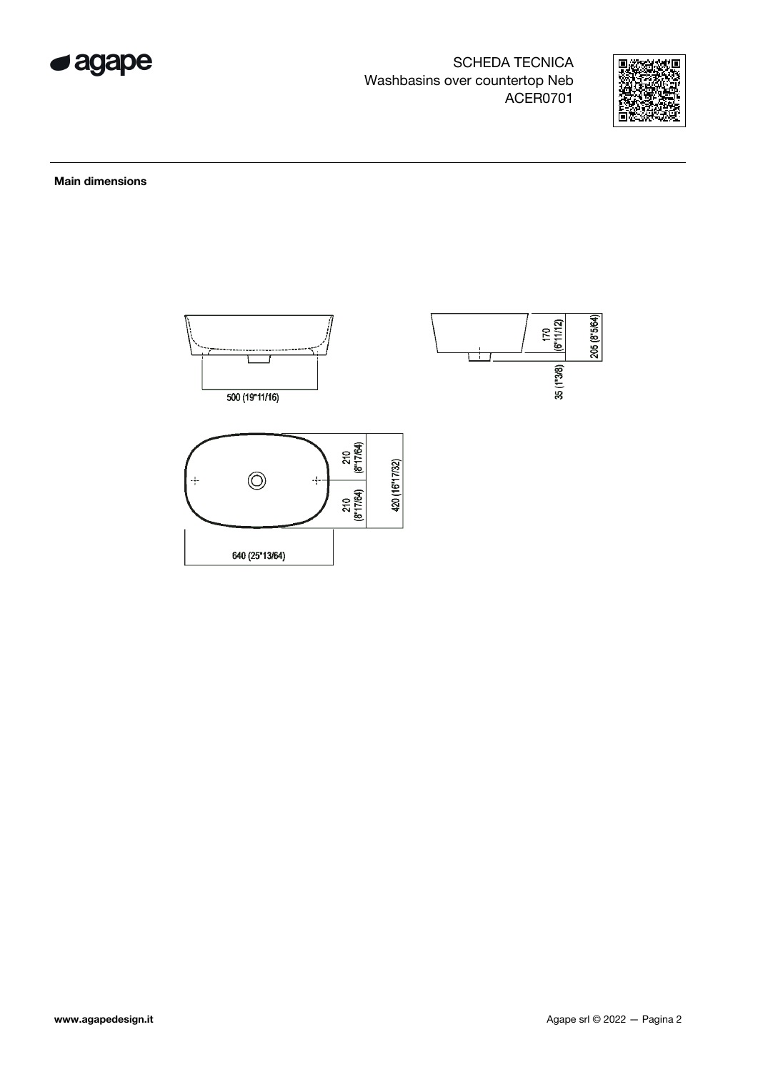SCHEDA TECNICA
Washbasins over countertop Neb
ACER0701

**Main dimensions**

500 (19"11/16)

170 (6"11/12)

205 (8"5/64)

35 (1"3/8)

210 (8"17/64)

210 (8"17/64)

420 (16"17/32)

640 (25"13/64)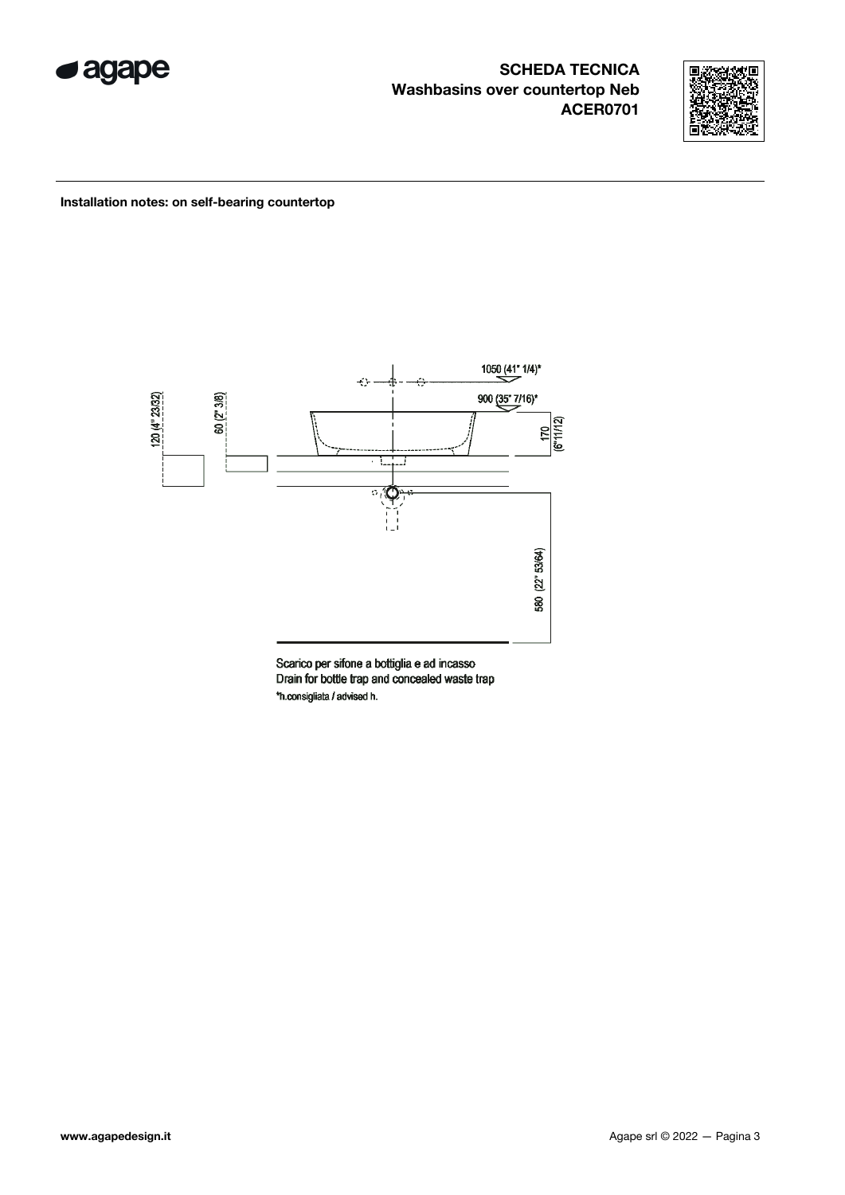# SCHEDA TECNICA
## Washbasins over countertop Neb
## ACER0701

**Installation notes: on self-bearing countertop**

1050 (41" 1/4)*

900 (35" 7/16)*

120 (4" 23/32)

60 (2" 3/8)

170 (6"11/12)

580 (22" 53/64)

Scarico per sifone a bottiglia e ad incasso
Drain for bottle trap and concealed waste trap
*h.consigliata / advised h.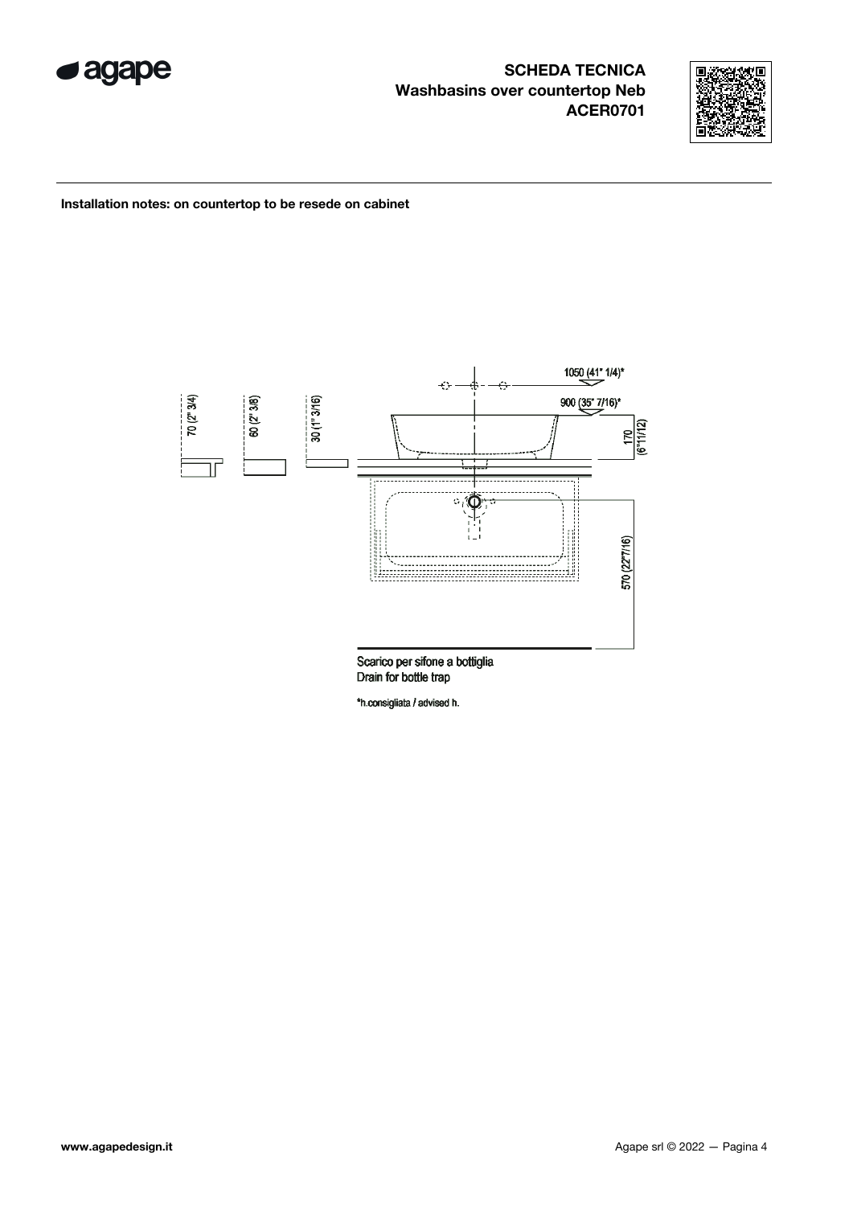# SCHEDA TECNICA
## Washbasins over countertop Neb
## ACER0701

**Installation notes: on countertop to be resede on cabinet**

1050 (41" 1/4)*

900 (35" 7/16)*

70 (2" 3/4)

60 (2" 3/8)

30 (1" 3/16)

170 (6"11/12)

570 (22"7/16)

Scarico per sifone a bottiglia
Drain for bottle trap

*h.consigliata / advised h.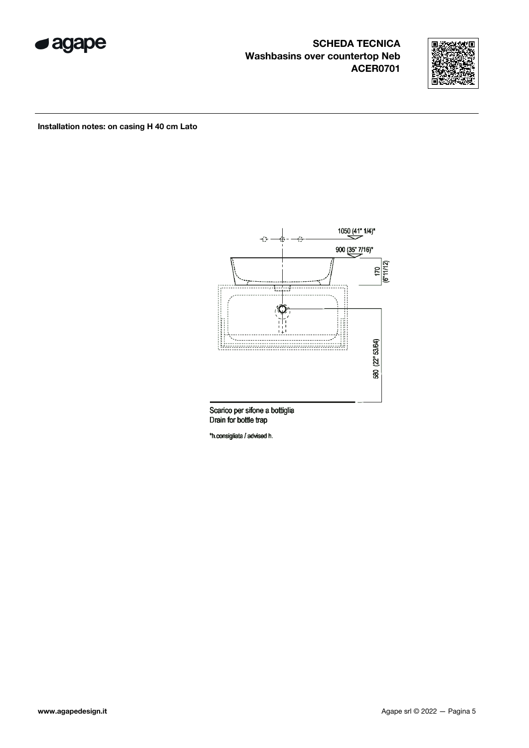**SCHEDA TECNICA**
**Washbasins over countertop Neb**
**ACER0701**

**Installation notes: on casing H 40 cm Lato**

1050 (41" 1/4)*

900 (35" 7/16)*

170 (6"11/12)

580 (22" 53/64)

Scarico per sifone a bottiglia
Drain for bottle trap

*h.consigliata / advised h.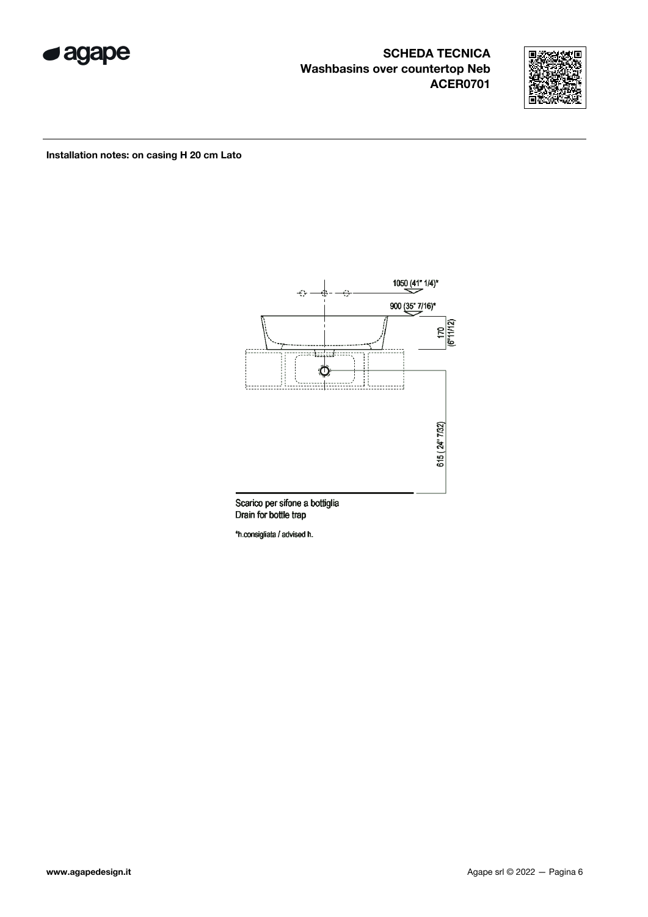**SCHEDA TECNICA**
**Washbasins over countertop Neb**
**ACER0701**

**Installation notes: on casing H 20 cm Lato**

1050 (41" 1/4)*

900 (35" 7/16)*

170 (6"11/12)

615 ( 24" 7/32)

Scarico per sifone a bottiglia
Drain for bottle trap

*h.consigliata / advised h.

www.agapedesign.it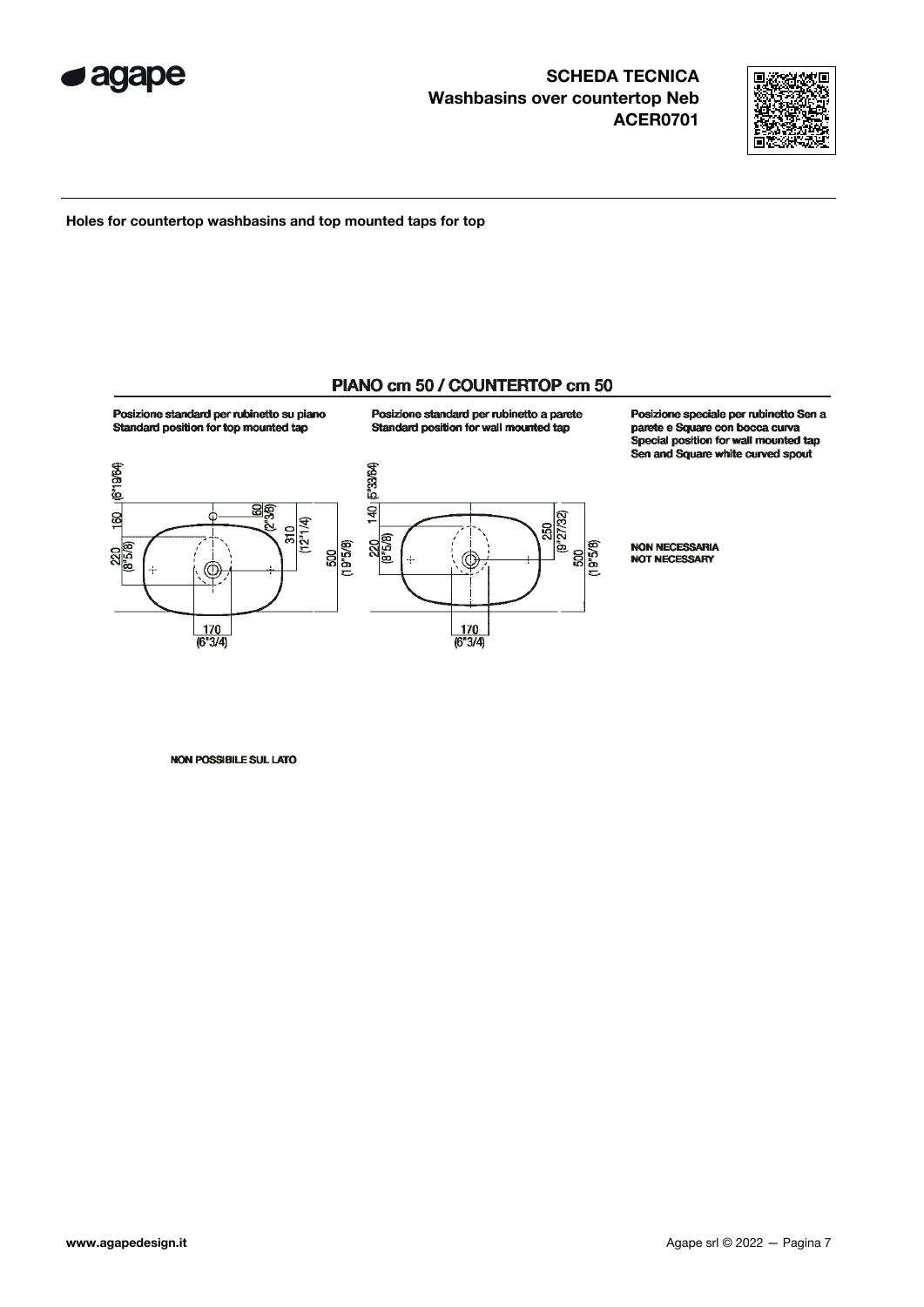**Holes for countertop washbasins and top mounted taps for top**

## PIANO cm 50 / COUNTERTOP cm 50

**Posizione standard per rubinetto su piano**
**Standard position for top mounted tap**

160 (6"19/64)
220 (8"5/8)
60 (2"3/8)
310 (12"1/4)
500 (19"5/8)
170 (6"3/4)

**Posizione standard per rubinetto a parete**
**Standard position for wall mounted tap**

140 (5"33/64)
220 (8"5/8)
250 (9"27/32)
500 (19"5/8)
170 (6"3/4)

**Posizione speciale per rubinetto Sen a parete e Square con bocca curva**
**Special position for wall mounted tap Sen and Square white curved spout**

**NON NECESSARIA**
**NOT NECESSARY**

**NON POSSIBILE SUL LATO**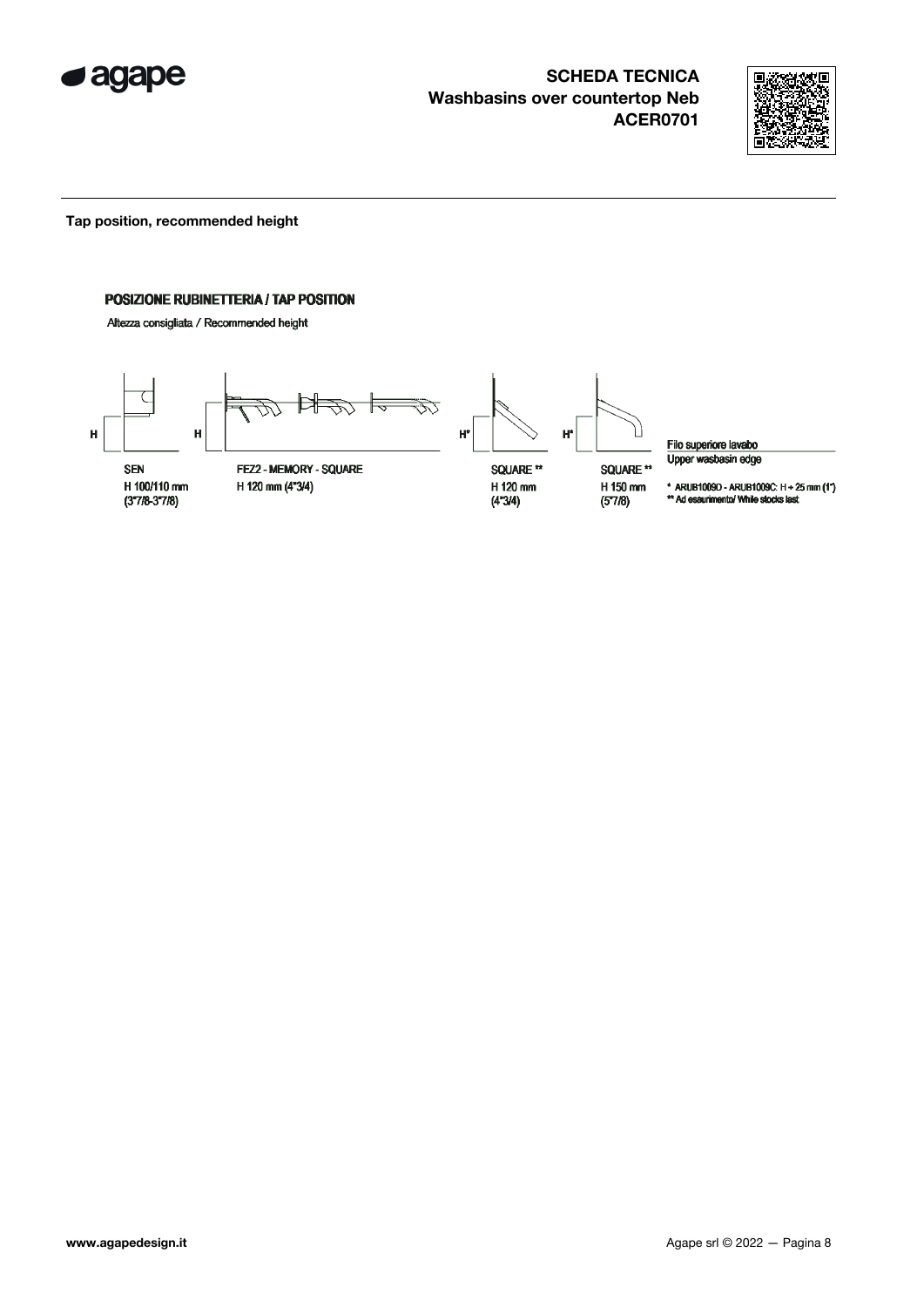**Tap position, recommended height**

**POSIZIONE RUBINETTERIA / TAP POSITION**

Altezza consigliata / Recommended height

H

H

H*

H*

SEN
H 100/110 mm
(3"7/8-3"7/8)

FEZ2 - MEMORY - SQUARE
H 120 mm (4"3/4)

SQUARE **
H 120 mm
(4"3/4)

SQUARE **
H 150 mm
(5"7/8)

Filo superiore lavabo
Upper wasbasin edge

* ARUB1009D - ARUB1009C: H + 25 mm (1")
** Ad esaurimento/ While stocks last